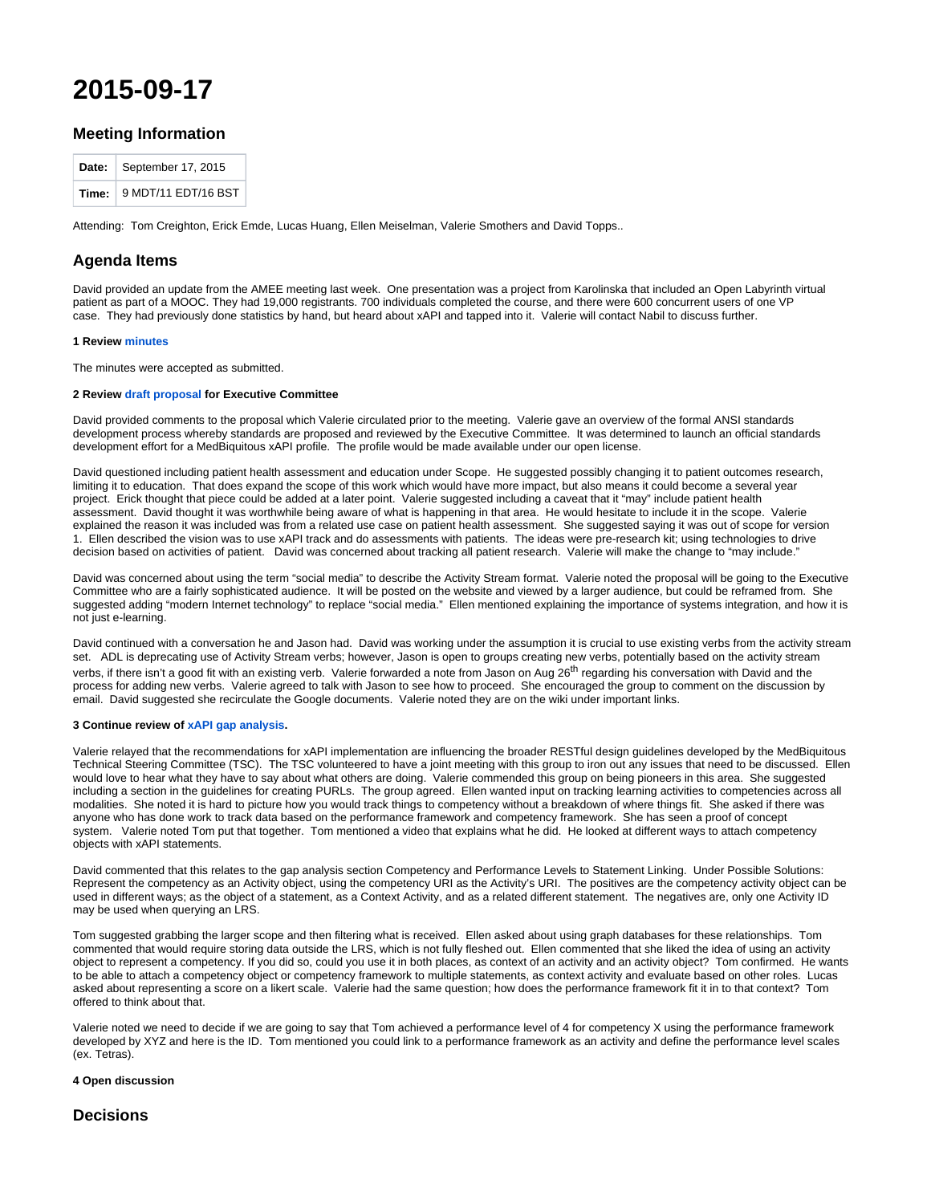# 2015-09-17

## Meeting Information

| Date: | September 17, 2015 |
| --- | --- |
| Time: | 9 MDT/11 EDT/16 BST |

Attending: Tom Creighton, Erick Emde, Lucas Huang, Ellen Meiselman, Valerie Smothers and David Topps..

## Agenda Items

David provided an update from the AMEE meeting last week. One presentation was a project from Karolinska that included an Open Labyrinth virtual patient as part of a MOOC. They had 19,000 registrants. 700 individuals completed the course, and there were 600 concurrent users of one VP case. They had previously done statistics by hand, but heard about xAPI and tapped into it. Valerie will contact Nabil to discuss further.

**1 Review minutes**

The minutes were accepted as submitted.

**2 Review draft proposal for Executive Committee**

David provided comments to the proposal which Valerie circulated prior to the meeting. Valerie gave an overview of the formal ANSI standards development process whereby standards are proposed and reviewed by the Executive Committee. It was determined to launch an official standards development effort for a MedBiquitous xAPI profile. The profile would be made available under our open license.

David questioned including patient health assessment and education under Scope. He suggested possibly changing it to patient outcomes research, limiting it to education. That does expand the scope of this work which would have more impact, but also means it could become a several year project. Erick thought that piece could be added at a later point. Valerie suggested including a caveat that it "may" include patient health assessment. David thought it was worthwhile being aware of what is happening in that area. He would hesitate to include it in the scope. Valerie explained the reason it was included was from a related use case on patient health assessment. She suggested saying it was out of scope for version 1. Ellen described the vision was to use xAPI track and do assessments with patients. The ideas were pre-research kit; using technologies to drive decision based on activities of patient. David was concerned about tracking all patient research. Valerie will make the change to "may include."

David was concerned about using the term "social media" to describe the Activity Stream format. Valerie noted the proposal will be going to the Executive Committee who are a fairly sophisticated audience. It will be posted on the website and viewed by a larger audience, but could be reframed from. She suggested adding "modern Internet technology" to replace "social media." Ellen mentioned explaining the importance of systems integration, and how it is not just e-learning.

David continued with a conversation he and Jason had. David was working under the assumption it is crucial to use existing verbs from the activity stream set. ADL is deprecating use of Activity Stream verbs; however, Jason is open to groups creating new verbs, potentially based on the activity stream verbs, if there isn't a good fit with an existing verb. Valerie forwarded a note from Jason on Aug 26th regarding his conversation with David and the process for adding new verbs. Valerie agreed to talk with Jason to see how to proceed. She encouraged the group to comment on the discussion by email. David suggested she recirculate the Google documents. Valerie noted they are on the wiki under important links.

**3 Continue review of xAPI gap analysis.**

Valerie relayed that the recommendations for xAPI implementation are influencing the broader RESTful design guidelines developed by the MedBiquitous Technical Steering Committee (TSC). The TSC volunteered to have a joint meeting with this group to iron out any issues that need to be discussed. Ellen would love to hear what they have to say about what others are doing. Valerie commended this group on being pioneers in this area. She suggested including a section in the guidelines for creating PURLs. The group agreed. Ellen wanted input on tracking learning activities to competencies across all modalities. She noted it is hard to picture how you would track things to competency without a breakdown of where things fit. She asked if there was anyone who has done work to track data based on the performance framework and competency framework. She has seen a proof of concept system. Valerie noted Tom put that together. Tom mentioned a video that explains what he did. He looked at different ways to attach competency objects with xAPI statements.

David commented that this relates to the gap analysis section Competency and Performance Levels to Statement Linking. Under Possible Solutions: Represent the competency as an Activity object, using the competency URI as the Activity's URI. The positives are the competency activity object can be used in different ways; as the object of a statement, as a Context Activity, and as a related different statement. The negatives are, only one Activity ID may be used when querying an LRS.

Tom suggested grabbing the larger scope and then filtering what is received. Ellen asked about using graph databases for these relationships. Tom commented that would require storing data outside the LRS, which is not fully fleshed out. Ellen commented that she liked the idea of using an activity object to represent a competency. If you did so, could you use it in both places, as context of an activity and an activity object? Tom confirmed. He wants to be able to attach a competency object or competency framework to multiple statements, as context activity and evaluate based on other roles. Lucas asked about representing a score on a likert scale. Valerie had the same question; how does the performance framework fit it in to that context? Tom offered to think about that.

Valerie noted we need to decide if we are going to say that Tom achieved a performance level of 4 for competency X using the performance framework developed by XYZ and here is the ID. Tom mentioned you could link to a performance framework as an activity and define the performance level scales (ex. Tetras).

**4 Open discussion**

## Decisions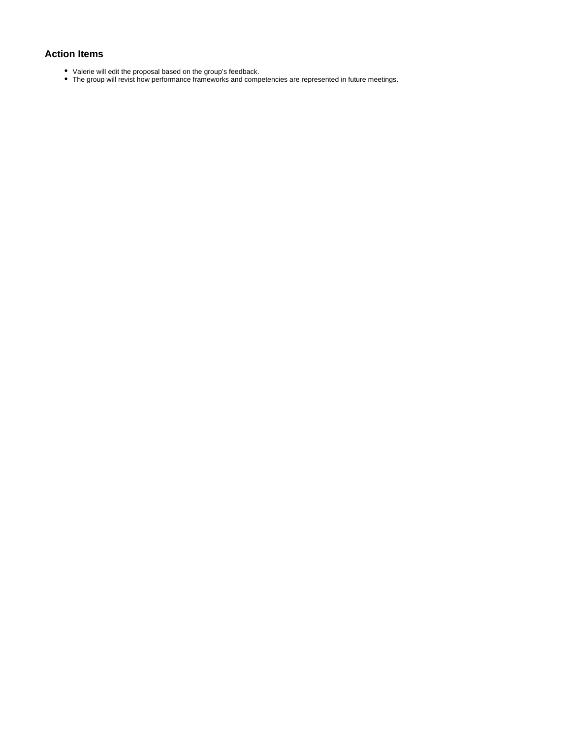### Action Items

- Valerie will edit the proposal based on the group's feedback.
- The group will revist how performance frameworks and competencies are represented in future meetings.